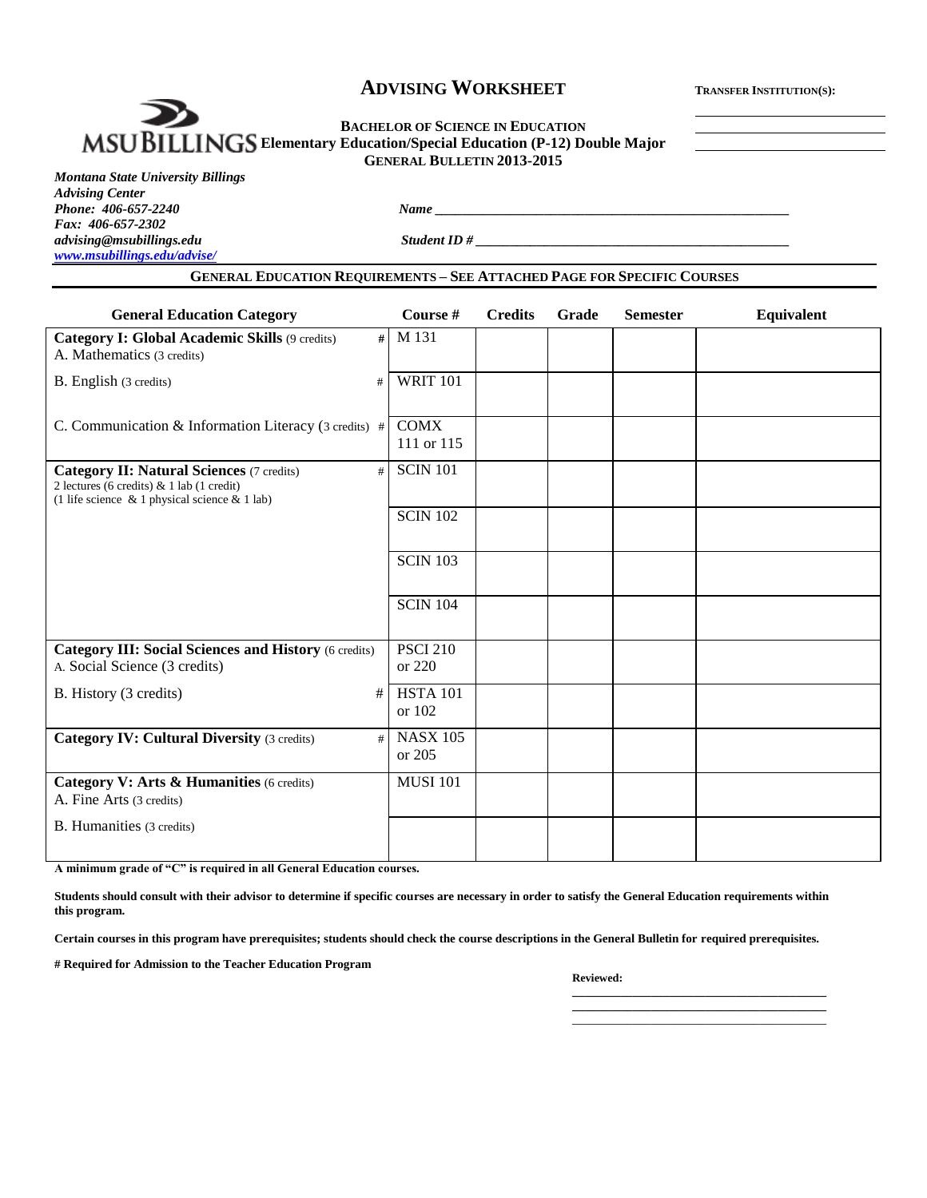# ADVISING WORKSHEET

**TRANSFER INSTITUTION(S):**

\_\_\_\_\_\_\_\_\_\_\_\_\_\_\_\_\_\_\_\_\_\_\_\_\_\_\_\_
\_\_\_\_\_\_\_\_\_\_\_\_\_\_\_\_\_\_\_\_\_\_\_\_\_\_\_\_
\_\_\_\_\_\_\_\_\_\_\_\_\_\_\_\_\_\_\_\_\_\_\_\_\_\_\_\_

MSU BILLINGS

**BACHELOR OF SCIENCE IN EDUCATION**
**Elementary Education/Special Education (P-12) Double Major**
**GENERAL BULLETIN 2013-2015**

***Montana State University Billings***
***Advising Center***
***Phone: 406-657-2240***
***Fax: 406-657-2302***
***advising@msubillings.edu***
***www.msubillings.edu/advise/***

***Name*** \_\_\_\_\_\_\_\_\_\_\_\_\_\_\_\_\_\_\_\_\_\_\_\_\_\_\_\_\_\_\_\_\_\_\_\_\_\_\_\_\_\_\_\_\_\_\_\_\_\_

***Student ID #*** \_\_\_\_\_\_\_\_\_\_\_\_\_\_\_\_\_\_\_\_\_\_\_\_\_\_\_\_\_\_\_\_\_\_\_\_\_\_\_\_\_\_\_\_\_\_

## GENERAL EDUCATION REQUIREMENTS – SEE ATTACHED PAGE FOR SPECIFIC COURSES

| General Education Category | | Course # | Credits | Grade | Semester | Equivalent |
|---|---|---|---|---|---|---|
| **Category I: Global Academic Skills** (9 credits)<br>A. Mathematics (3 credits) | # | M 131 | | | | |
| B. English (3 credits) | # | WRIT 101 | | | | |
| C. Communication & Information Literacy (3 credits) | # | COMX 111 or 115 | | | | |
| **Category II: Natural Sciences** (7 credits)<br>2 lectures (6 credits) & 1 lab (1 credit)<br>(1 life science & 1 physical science & 1 lab) | # | SCIN 101 | | | | |
| | | SCIN 102 | | | | |
| | | SCIN 103 | | | | |
| | | SCIN 104 | | | | |
| **Category III: Social Sciences and History** (6 credits)<br>A. Social Science (3 credits) | | PSCI 210 or 220 | | | | |
| B. History (3 credits) | # | HSTA 101 or 102 | | | | |
| **Category IV: Cultural Diversity** (3 credits) | # | NASX 105 or 205 | | | | |
| **Category V: Arts & Humanities** (6 credits)<br>A. Fine Arts (3 credits) | | MUSI 101 | | | | |
| B. Humanities (3 credits) | | | | | | |

**A minimum grade of "C" is required in all General Education courses.**

**Students should consult with their advisor to determine if specific courses are necessary in order to satisfy the General Education requirements within this program.**

**Certain courses in this program have prerequisites; students should check the course descriptions in the General Bulletin for required prerequisites.**

**# Required for Admission to the Teacher Education Program**

**Reviewed:**

\_\_\_\_\_\_\_\_\_\_\_\_\_\_\_\_\_\_\_\_\_\_\_\_\_\_\_\_\_\_\_\_\_\_\_\_\_\_\_\_
\_\_\_\_\_\_\_\_\_\_\_\_\_\_\_\_\_\_\_\_\_\_\_\_\_\_\_\_\_\_\_\_\_\_\_\_\_\_\_\_
\_\_\_\_\_\_\_\_\_\_\_\_\_\_\_\_\_\_\_\_\_\_\_\_\_\_\_\_\_\_\_\_\_\_\_\_\_\_\_\_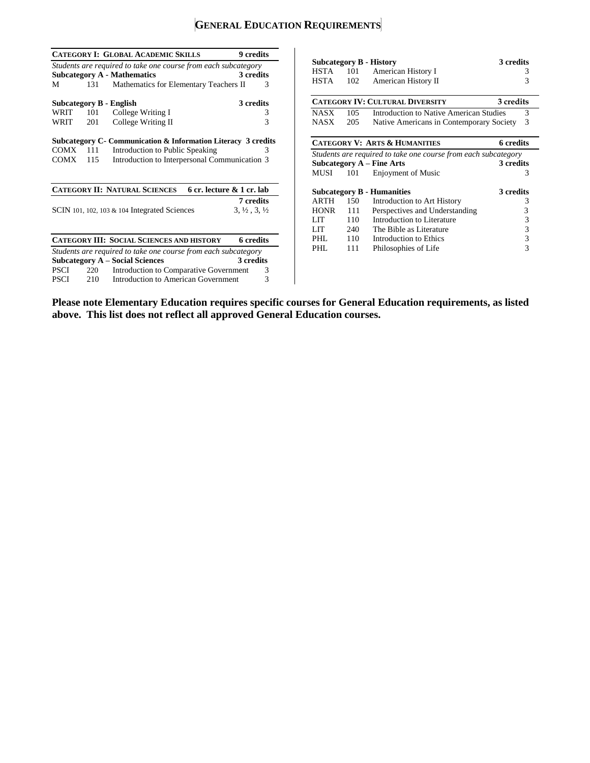# GENERAL EDUCATION REQUIREMENTS

## CATEGORY I: GLOBAL ACADEMIC SKILLS — 9 credits

*Students are required to take one course from each subcategory*

**Subcategory A - Mathematics** — **3 credits**

| | | | |
|---|---|---|---|
| M | 131 | Mathematics for Elementary Teachers II | 3 |

**Subcategory B - English** — **3 credits**

| | | | |
|---|---|---|---|
| WRIT | 101 | College Writing I | 3 |
| WRIT | 201 | College Writing II | 3 |

**Subcategory C- Communication & Information Literacy** — **3 credits**

| | | | |
|---|---|---|---|
| COMX | 111 | Introduction to Public Speaking | 3 |
| COMX | 115 | Introduction to Interpersonal Communication | 3 |

## CATEGORY II: NATURAL SCIENCES — 6 cr. lecture & 1 cr. lab

**7 credits**

SCIN 101, 102, 103 & 104 Integrated Sciences — 3, ½ , 3, ½

## CATEGORY III: SOCIAL SCIENCES AND HISTORY — 6 credits

*Students are required to take one course from each subcategory*

**Subcategory A – Social Sciences** — **3 credits**

| | | | |
|---|---|---|---|
| PSCI | 220 | Introduction to Comparative Government | 3 |
| PSCI | 210 | Introduction to American Government | 3 |

**Subcategory B - History** — **3 credits**

| | | | |
|---|---|---|---|
| HSTA | 101 | American History I | 3 |
| HSTA | 102 | American History II | 3 |

## CATEGORY IV: CULTURAL DIVERSITY — 3 credits

| | | | |
|---|---|---|---|
| NASX | 105 | Introduction to Native American Studies | 3 |
| NASX | 205 | Native Americans in Contemporary Society | 3 |

## CATEGORY V: ARTS & HUMANITIES — 6 credits

*Students are required to take one course from each subcategory*

**Subcategory A – Fine Arts** — **3 credits**

| | | | |
|---|---|---|---|
| MUSI | 101 | Enjoyment of Music | 3 |

**Subcategory B - Humanities** — **3 credits**

| | | | |
|---|---|---|---|
| ARTH | 150 | Introduction to Art History | 3 |
| HONR | 111 | Perspectives and Understanding | 3 |
| LIT | 110 | Introduction to Literature | 3 |
| LIT | 240 | The Bible as Literature | 3 |
| PHL | 110 | Introduction to Ethics | 3 |
| PHL | 111 | Philosophies of Life | 3 |

**Please note Elementary Education requires specific courses for General Education requirements, as listed above. This list does not reflect all approved General Education courses.**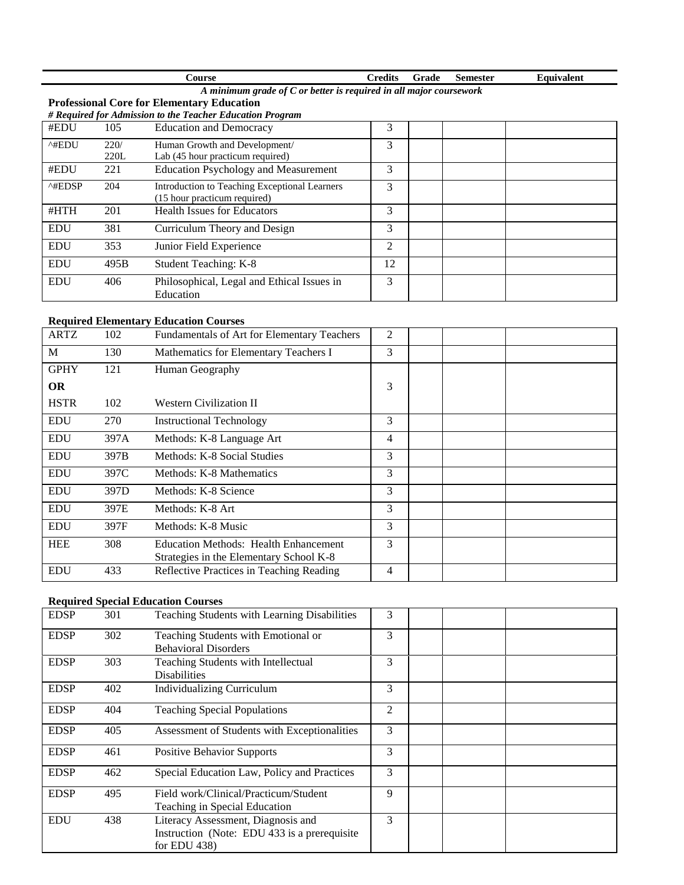| Course | | | Credits | Grade | Semester | Equivalent |
|---|---|---|---|---|---|---|

*A minimum grade of C or better is required in all major coursework*

**Professional Core for Elementary Education**

***# Required for Admission to the Teacher Education Program***

| | | | | | | |
|---|---|---|---|---|---|---|
| #EDU | 105 | Education and Democracy | 3 | | | |
| ^#EDU | 220/ 220L | Human Growth and Development/ Lab (45 hour practicum required) | 3 | | | |
| #EDU | 221 | Education Psychology and Measurement | 3 | | | |
| ^#EDSP | 204 | Introduction to Teaching Exceptional Learners (15 hour practicum required) | 3 | | | |
| #HTH | 201 | Health Issues for Educators | 3 | | | |
| EDU | 381 | Curriculum Theory and Design | 3 | | | |
| EDU | 353 | Junior Field Experience | 2 | | | |
| EDU | 495B | Student Teaching: K-8 | 12 | | | |
| EDU | 406 | Philosophical, Legal and Ethical Issues in Education | 3 | | | |

**Required Elementary Education Courses**

| | | | | | | |
|---|---|---|---|---|---|---|
| ARTZ | 102 | Fundamentals of Art for Elementary Teachers | 2 | | | |
| M | 130 | Mathematics for Elementary Teachers I | 3 | | | |
| GPHY **OR** HSTR | 121 / 102 | Human Geography / Western Civilization II | 3 | | | |
| EDU | 270 | Instructional Technology | 3 | | | |
| EDU | 397A | Methods: K-8 Language Art | 4 | | | |
| EDU | 397B | Methods: K-8 Social Studies | 3 | | | |
| EDU | 397C | Methods: K-8 Mathematics | 3 | | | |
| EDU | 397D | Methods: K-8 Science | 3 | | | |
| EDU | 397E | Methods: K-8 Art | 3 | | | |
| EDU | 397F | Methods: K-8 Music | 3 | | | |
| HEE | 308 | Education Methods: Health Enhancement Strategies in the Elementary School K-8 | 3 | | | |
| EDU | 433 | Reflective Practices in Teaching Reading | 4 | | | |

**Required Special Education Courses**

| | | | | | | |
|---|---|---|---|---|---|---|
| EDSP | 301 | Teaching Students with Learning Disabilities | 3 | | | |
| EDSP | 302 | Teaching Students with Emotional or Behavioral Disorders | 3 | | | |
| EDSP | 303 | Teaching Students with Intellectual Disabilities | 3 | | | |
| EDSP | 402 | Individualizing Curriculum | 3 | | | |
| EDSP | 404 | Teaching Special Populations | 2 | | | |
| EDSP | 405 | Assessment of Students with Exceptionalities | 3 | | | |
| EDSP | 461 | Positive Behavior Supports | 3 | | | |
| EDSP | 462 | Special Education Law, Policy and Practices | 3 | | | |
| EDSP | 495 | Field work/Clinical/Practicum/Student Teaching in Special Education | 9 | | | |
| EDU | 438 | Literacy Assessment, Diagnosis and Instruction (Note: EDU 433 is a prerequisite for EDU 438) | 3 | | | |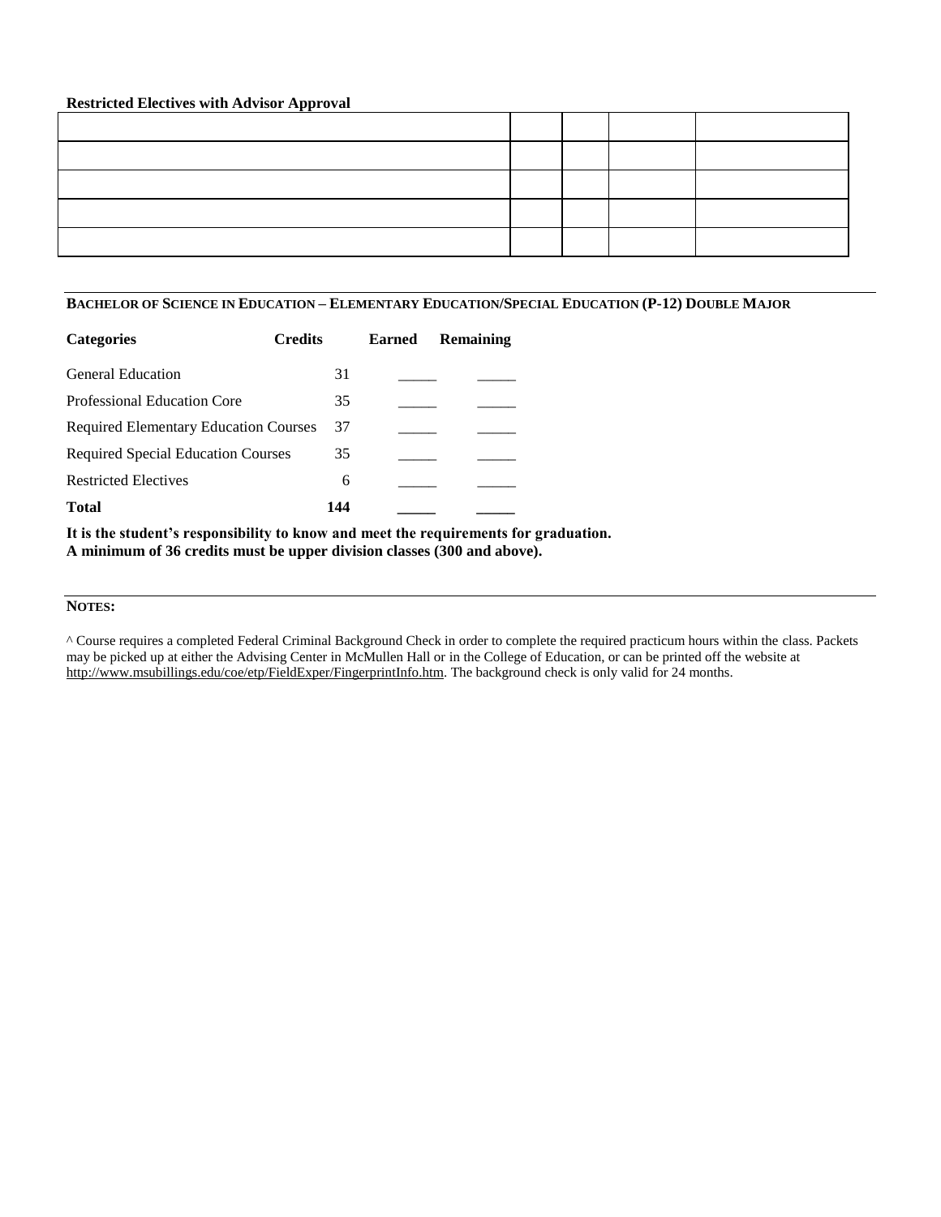**Restricted Electives with Advisor Approval**

| | | | | |
|---|---|---|---|---|
| | | | | |
| | | | | |
| | | | | |
| | | | | |
| | | | | |

**BACHELOR OF SCIENCE IN EDUCATION – ELEMENTARY EDUCATION/SPECIAL EDUCATION (P-12) DOUBLE MAJOR**

| Categories | Credits | Earned | Remaining |
|---|---|---|---|
| General Education | 31 | _____ | _____ |
| Professional Education Core | 35 | _____ | _____ |
| Required Elementary Education Courses | 37 | _____ | _____ |
| Required Special Education Courses | 35 | _____ | _____ |
| Restricted Electives | 6 | _____ | _____ |
| **Total** | **144** | _____ | _____ |

**It is the student's responsibility to know and meet the requirements for graduation.**
**A minimum of 36 credits must be upper division classes (300 and above).**

**NOTES:**

^ Course requires a completed Federal Criminal Background Check in order to complete the required practicum hours within the class. Packets may be picked up at either the Advising Center in McMullen Hall or in the College of Education, or can be printed off the website at http://www.msubillings.edu/coe/etp/FieldExper/FingerprintInfo.htm. The background check is only valid for 24 months.